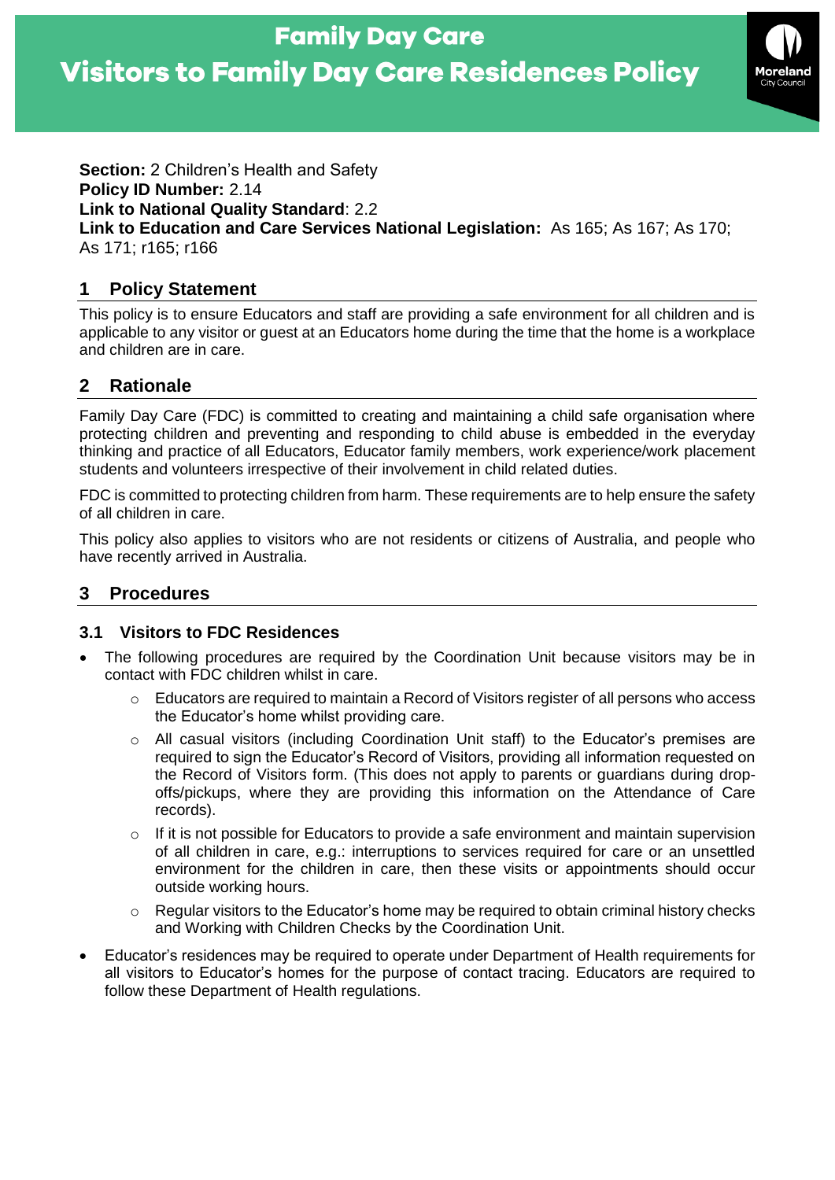# Family Day Care

# Visitors to Family Day Care Residences Policy

**Section:** 2 Children's Health and Safety
**Policy ID Number:** 2.14
**Link to National Quality Standard**: 2.2
**Link to Education and Care Services National Legislation:** As 165; As 167; As 170; As 171; r165; r166

## 1 Policy Statement

This policy is to ensure Educators and staff are providing a safe environment for all children and is applicable to any visitor or guest at an Educators home during the time that the home is a workplace and children are in care.

## 2 Rationale

Family Day Care (FDC) is committed to creating and maintaining a child safe organisation where protecting children and preventing and responding to child abuse is embedded in the everyday thinking and practice of all Educators, Educator family members, work experience/work placement students and volunteers irrespective of their involvement in child related duties.

FDC is committed to protecting children from harm. These requirements are to help ensure the safety of all children in care.

This policy also applies to visitors who are not residents or citizens of Australia, and people who have recently arrived in Australia.

## 3 Procedures

### 3.1 Visitors to FDC Residences

- The following procedures are required by the Coordination Unit because visitors may be in contact with FDC children whilst in care.
  - Educators are required to maintain a Record of Visitors register of all persons who access the Educator's home whilst providing care.
  - All casual visitors (including Coordination Unit staff) to the Educator's premises are required to sign the Educator's Record of Visitors, providing all information requested on the Record of Visitors form. (This does not apply to parents or guardians during drop-offs/pickups, where they are providing this information on the Attendance of Care records).
  - If it is not possible for Educators to provide a safe environment and maintain supervision of all children in care, e.g.: interruptions to services required for care or an unsettled environment for the children in care, then these visits or appointments should occur outside working hours.
  - Regular visitors to the Educator's home may be required to obtain criminal history checks and Working with Children Checks by the Coordination Unit.
- Educator's residences may be required to operate under Department of Health requirements for all visitors to Educator's homes for the purpose of contact tracing. Educators are required to follow these Department of Health regulations.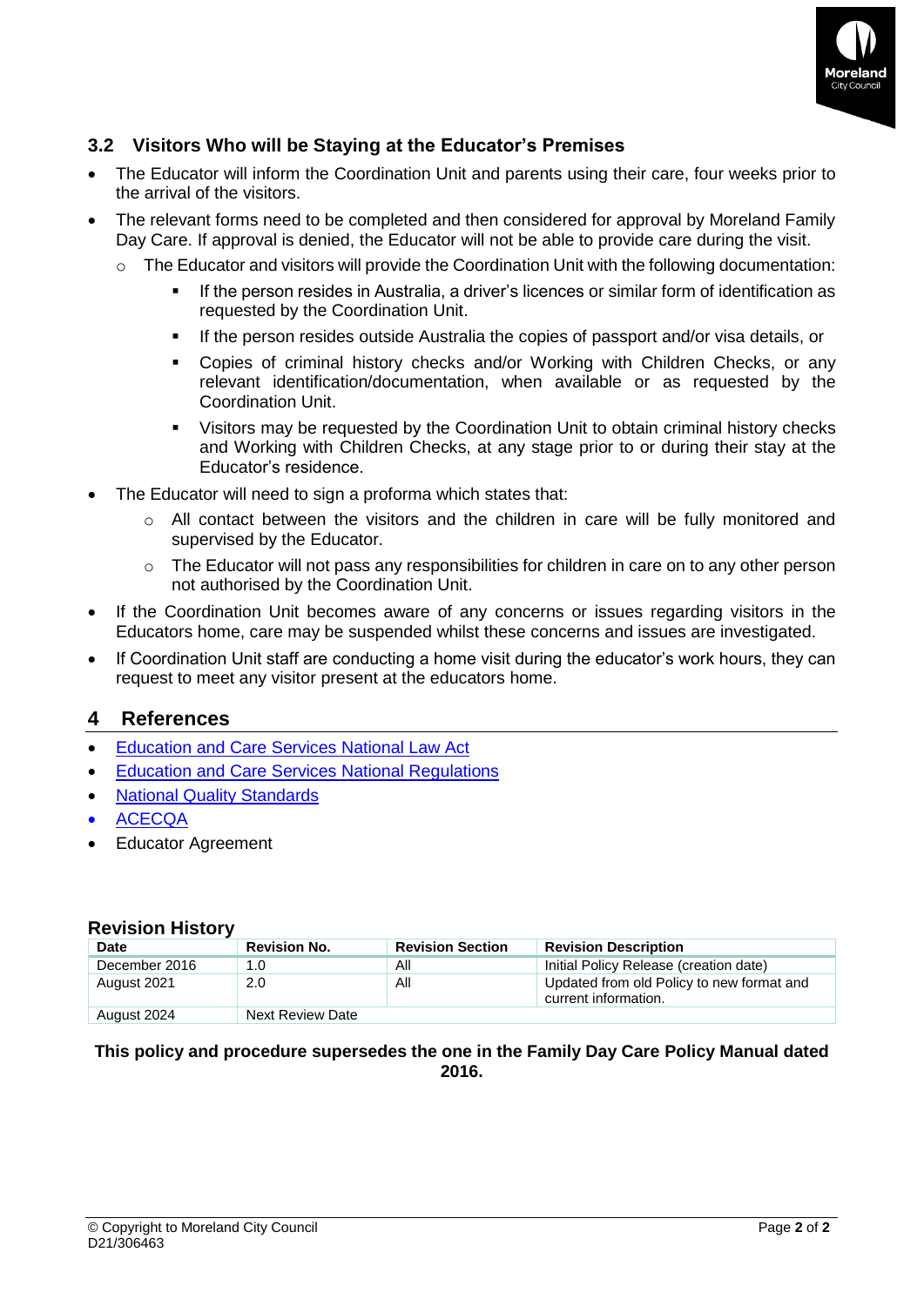## 3.2 Visitors Who will be Staying at the Educator's Premises

- The Educator will inform the Coordination Unit and parents using their care, four weeks prior to the arrival of the visitors.
- The relevant forms need to be completed and then considered for approval by Moreland Family Day Care. If approval is denied, the Educator will not be able to provide care during the visit.
  - The Educator and visitors will provide the Coordination Unit with the following documentation:
    - If the person resides in Australia, a driver's licences or similar form of identification as requested by the Coordination Unit.
    - If the person resides outside Australia the copies of passport and/or visa details, or
    - Copies of criminal history checks and/or Working with Children Checks, or any relevant identification/documentation, when available or as requested by the Coordination Unit.
    - Visitors may be requested by the Coordination Unit to obtain criminal history checks and Working with Children Checks, at any stage prior to or during their stay at the Educator's residence.
- The Educator will need to sign a proforma which states that:
  - All contact between the visitors and the children in care will be fully monitored and supervised by the Educator.
  - The Educator will not pass any responsibilities for children in care on to any other person not authorised by the Coordination Unit.
- If the Coordination Unit becomes aware of any concerns or issues regarding visitors in the Educators home, care may be suspended whilst these concerns and issues are investigated.
- If Coordination Unit staff are conducting a home visit during the educator's work hours, they can request to meet any visitor present at the educators home.

# 4 References

- Education and Care Services National Law Act
- Education and Care Services National Regulations
- National Quality Standards
- ACECQA
- Educator Agreement

### Revision History

| Date | Revision No. | Revision Section | Revision Description |
|---|---|---|---|
| December 2016 | 1.0 | All | Initial Policy Release (creation date) |
| August 2021 | 2.0 | All | Updated from old Policy to new format and current information. |
| August 2024 | Next Review Date | | |

**This policy and procedure supersedes the one in the Family Day Care Policy Manual dated 2016.**

© Copyright to Moreland City Council
D21/306463